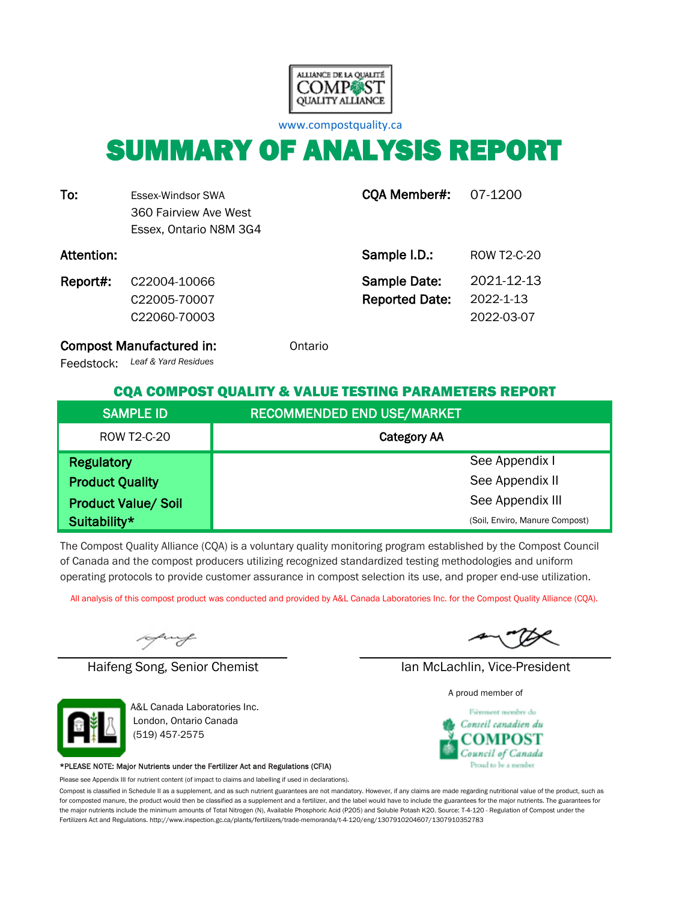ALLIANCE DE LA QUALITÉ COMPOST QUALITY ALLIANCE

www.compostquality.ca

# SUMMARY OF ANALYSIS REPORT

| | | | |
|---|---|---|---|
| **To:** | Essex-Windsor SWA<br>360 Fairview Ave West<br>Essex, Ontario N8M 3G4 | **CQA Member#:** | 07-1200 |
| **Attention:** | | **Sample I.D.:** | ROW T2-C-20 |
| **Report#:** | C22004-10066<br>C22005-70007<br>C22060-70003 | **Sample Date:**<br>**Reported Date:** | 2021-12-13<br>2022-1-13<br>2022-03-07 |

**Compost Manufactured in:** Ontario

Feedstock: *Leaf & Yard Residues*

## CQA COMPOST QUALITY & VALUE TESTING PARAMETERS REPORT

| SAMPLE ID | RECOMMENDED END USE/MARKET |
|---|---|
| ROW T2-C-20 | **Category AA** |
| **Regulatory** | See Appendix I |
| **Product Quality** | See Appendix II |
| **Product Value/ Soil Suitability*** | See Appendix III<br>(Soil, Enviro, Manure Compost) |

The Compost Quality Alliance (CQA) is a voluntary quality monitoring program established by the Compost Council of Canada and the compost producers utilizing recognized standardized testing methodologies and uniform operating protocols to provide customer assurance in compost selection its use, and proper end-use utilization.

All analysis of this compost product was conducted and provided by A&L Canada Laboratories Inc. for the Compost Quality Alliance (CQA).

Haifeng Song, Senior Chemist

Ian McLachlin, Vice-President

A&L Canada Laboratories Inc.
London, Ontario Canada
(519) 457-2575

A proud member of

Fièrement membre du Conseil canadien du COMPOST Council of Canada Proud to be a member

**\*PLEASE NOTE: Major Nutrients under the Fertilizer Act and Regulations (CFIA)**

Please see Appendix III for nutrient content (of impact to claims and labelling if used in declarations).

Compost is classified in Schedule II as a supplement, and as such nutrient guarantees are not mandatory. However, if any claims are made regarding nutritional value of the product, such as for composted manure, the product would then be classified as a supplement and a fertilizer, and the label would have to include the guarantees for the major nutrients. The guarantees for the major nutrients include the minimum amounts of Total Nitrogen (N), Available Phosphoric Acid (P2O5) and Soluble Potash K2O. Source: T-4-120 - Regulation of Compost under the Fertilizers Act and Regulations. http://www.inspection.gc.ca/plants/fertilizers/trade-memoranda/t-4-120/eng/1307910204607/1307910352783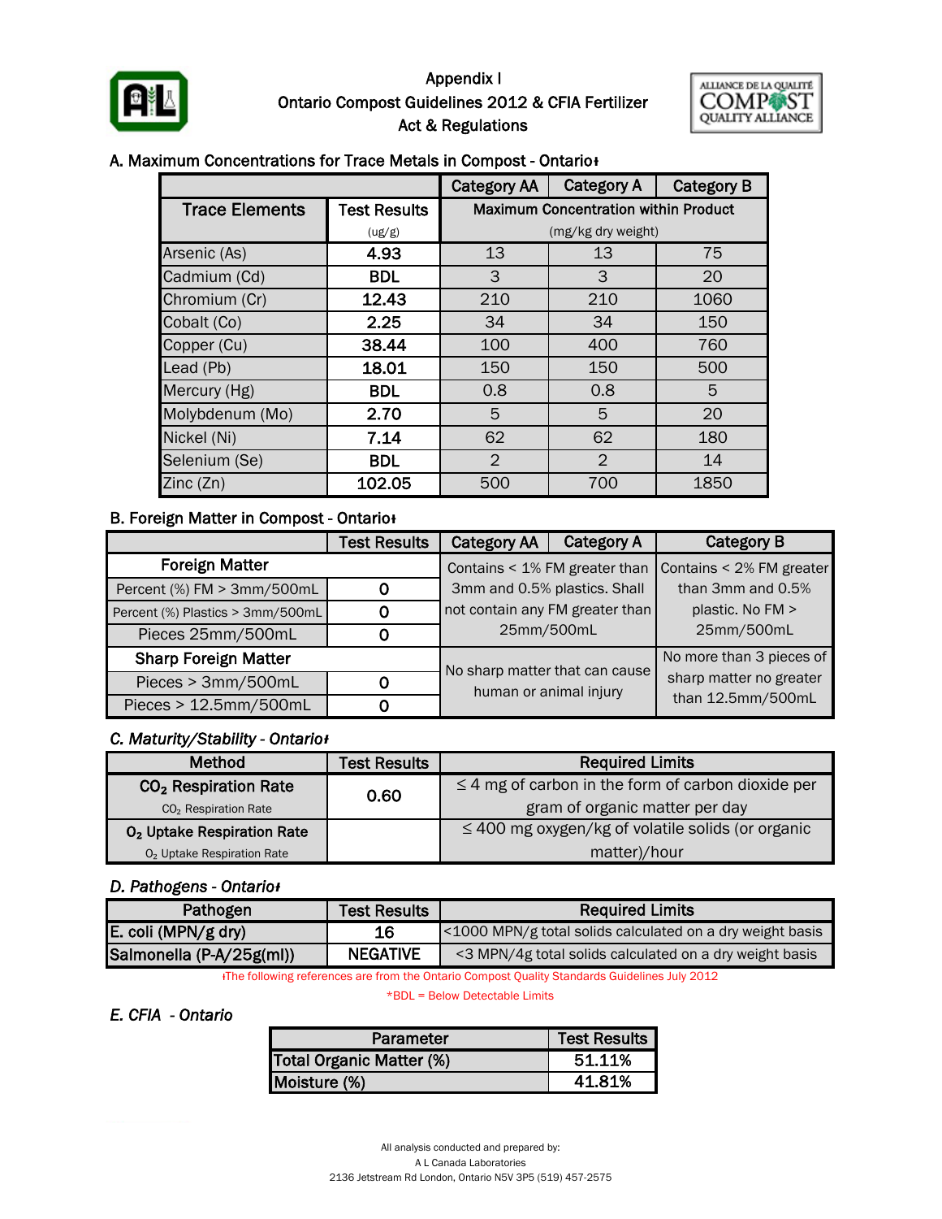# Appendix I
## Ontario Compost Guidelines 2012 & CFIA Fertilizer Act & Regulations

### A. Maximum Concentrations for Trace Metals in Compost - Ontario‡

| Trace Elements | Test Results (ug/g) | Category AA | Category A | Category B |
|---|---|---|---|---|
| | | Maximum Concentration within Product (mg/kg dry weight) | | |
| Arsenic (As) | **4.93** | 13 | 13 | 75 |
| Cadmium (Cd) | **BDL** | 3 | 3 | 20 |
| Chromium (Cr) | **12.43** | 210 | 210 | 1060 |
| Cobalt (Co) | **2.25** | 34 | 34 | 150 |
| Copper (Cu) | **38.44** | 100 | 400 | 760 |
| Lead (Pb) | **18.01** | 150 | 150 | 500 |
| Mercury (Hg) | **BDL** | 0.8 | 0.8 | 5 |
| Molybdenum (Mo) | **2.70** | 5 | 5 | 20 |
| Nickel (Ni) | **7.14** | 62 | 62 | 180 |
| Selenium (Se) | **BDL** | 2 | 2 | 14 |
| Zinc (Zn) | **102.05** | 500 | 700 | 1850 |

### B. Foreign Matter in Compost - Ontario‡

| | Test Results | Category AA / Category A | Category B |
|---|---|---|---|
| **Foreign Matter** | | Contains < 1% FM greater than 3mm and 0.5% plastics. Shall not contain any FM greater than 25mm/500mL | Contains < 2% FM greater than 3mm and 0.5% plastic. No FM > 25mm/500mL |
| Percent (%) FM > 3mm/500mL | 0 | | |
| Percent (%) Plastics > 3mm/500mL | 0 | | |
| Pieces 25mm/500mL | 0 | | |
| **Sharp Foreign Matter** | | No sharp matter that can cause human or animal injury | No more than 3 pieces of sharp matter no greater than 12.5mm/500mL |
| Pieces > 3mm/500mL | 0 | | |
| Pieces > 12.5mm/500mL | 0 | | |

### *C. Maturity/Stability - Ontario‡*

| Method | Test Results | Required Limits |
|---|---|---|
| **$CO_2$ Respiration Rate** ($CO_2$ Respiration Rate) | **0.60** | ≤ 4 mg of carbon in the form of carbon dioxide per gram of organic matter per day |
| **$O_2$ Uptake Respiration Rate** ($O_2$ Uptake Respiration Rate) | | ≤ 400 mg oxygen/kg of volatile solids (or organic matter)/hour |

### *D. Pathogens - Ontario‡*

| Pathogen | Test Results | Required Limits |
|---|---|---|
| **E. coli (MPN/g dry)** | **16** | <1000 MPN/g total solids calculated on a dry weight basis |
| **Salmonella (P-A/25g(ml))** | **NEGATIVE** | <3 MPN/4g total solids calculated on a dry weight basis |

‡The following references are from the Ontario Compost Quality Standards Guidelines July 2012

*BDL = Below Detectable Limits

### *E. CFIA - Ontario*

| Parameter | Test Results |
|---|---|
| **Total Organic Matter (%)** | **51.11%** |
| **Moisture (%)** | **41.81%** |

All analysis conducted and prepared by:
A L Canada Laboratories
2136 Jetstream Rd London, Ontario N5V 3P5 (519) 457-2575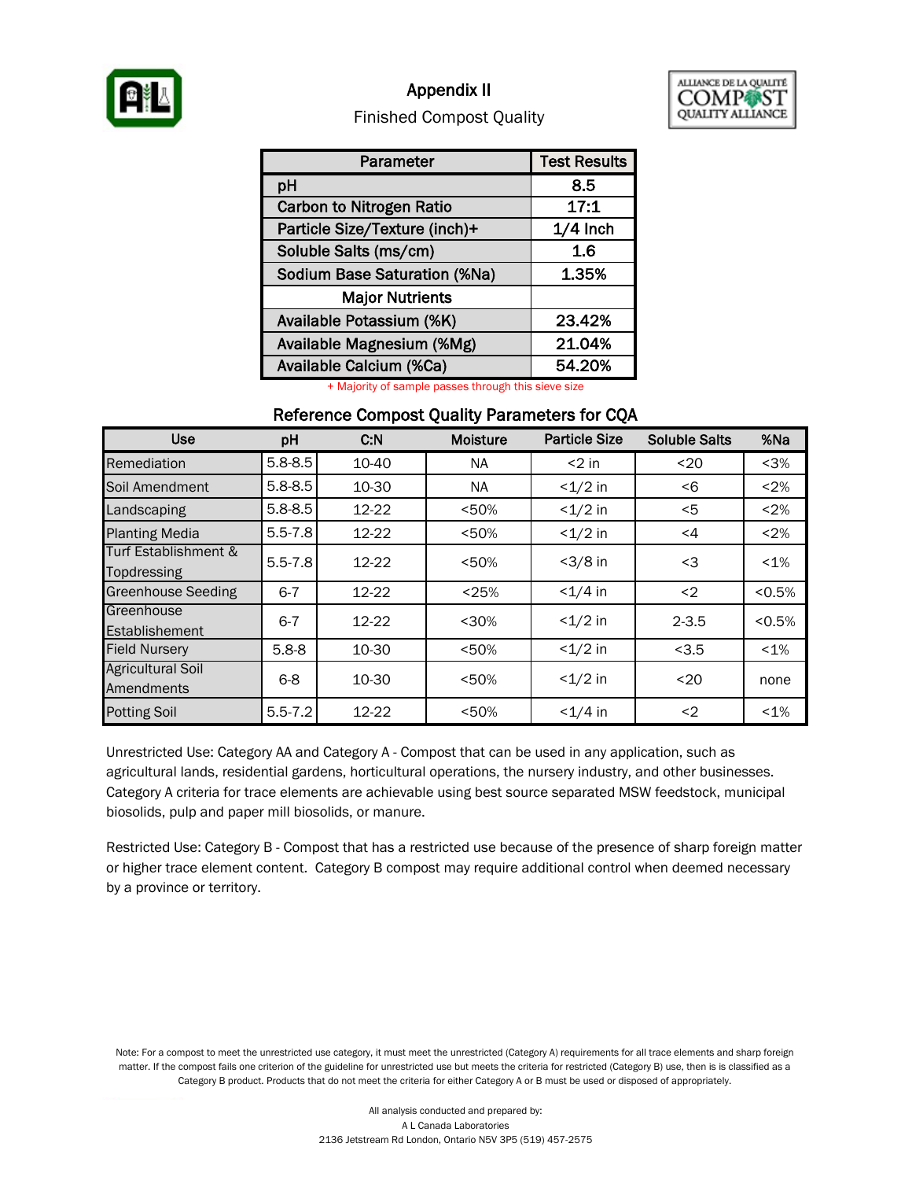# Appendix II

## Finished Compost Quality

| Parameter | Test Results |
|---|---|
| pH | 8.5 |
| Carbon to Nitrogen Ratio | 17:1 |
| Particle Size/Texture (inch)+ | 1/4 Inch |
| Soluble Salts (ms/cm) | 1.6 |
| Sodium Base Saturation (%Na) | 1.35% |
| **Major Nutrients** | |
| Available Potassium (%K) | 23.42% |
| Available Magnesium (%Mg) | 21.04% |
| Available Calcium (%Ca) | 54.20% |

+ Majority of sample passes through this sieve size

### Reference Compost Quality Parameters for CQA

| Use | pH | C:N | Moisture | Particle Size | Soluble Salts | %Na |
|---|---|---|---|---|---|---|
| Remediation | 5.8-8.5 | 10-40 | NA | <2 in | <20 | <3% |
| Soil Amendment | 5.8-8.5 | 10-30 | NA | <1/2 in | <6 | <2% |
| Landscaping | 5.8-8.5 | 12-22 | <50% | <1/2 in | <5 | <2% |
| Planting Media | 5.5-7.8 | 12-22 | <50% | <1/2 in | <4 | <2% |
| Turf Establishment & Topdressing | 5.5-7.8 | 12-22 | <50% | <3/8 in | <3 | <1% |
| Greenhouse Seeding | 6-7 | 12-22 | <25% | <1/4 in | <2 | <0.5% |
| Greenhouse Establishement | 6-7 | 12-22 | <30% | <1/2 in | 2-3.5 | <0.5% |
| Field Nursery | 5.8-8 | 10-30 | <50% | <1/2 in | <3.5 | <1% |
| Agricultural Soil Amendments | 6-8 | 10-30 | <50% | <1/2 in | <20 | none |
| Potting Soil | 5.5-7.2 | 12-22 | <50% | <1/4 in | <2 | <1% |

Unrestricted Use: Category AA and Category A - Compost that can be used in any application, such as agricultural lands, residential gardens, horticultural operations, the nursery industry, and other businesses. Category A criteria for trace elements are achievable using best source separated MSW feedstock, municipal biosolids, pulp and paper mill biosolids, or manure.

Restricted Use: Category B - Compost that has a restricted use because of the presence of sharp foreign matter or higher trace element content. Category B compost may require additional control when deemed necessary by a province or territory.

Note: For a compost to meet the unrestricted use category, it must meet the unrestricted (Category A) requirements for all trace elements and sharp foreign matter. If the compost fails one criterion of the guideline for unrestricted use but meets the criteria for restricted (Category B) use, then is is classified as a Category B product. Products that do not meet the criteria for either Category A or B must be used or disposed of appropriately.

All analysis conducted and prepared by:
A L Canada Laboratories
2136 Jetstream Rd London, Ontario N5V 3P5 (519) 457-2575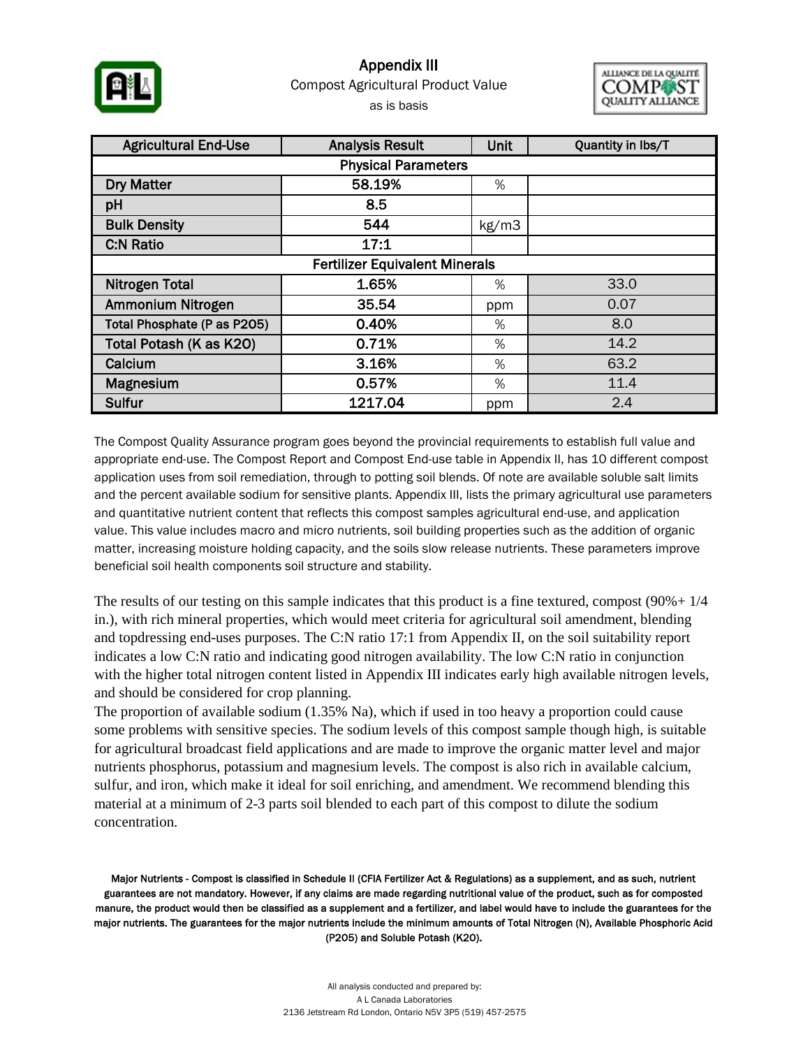# Appendix III

Compost Agricultural Product Value

as is basis

| Agricultural End-Use | Analysis Result | Unit | Quantity in lbs/T |
|---|---|---|---|
| **Physical Parameters** | | | |
| Dry Matter | 58.19% | % | |
| pH | 8.5 | | |
| Bulk Density | 544 | kg/m3 | |
| C:N Ratio | 17:1 | | |
| **Fertilizer Equivalent Minerals** | | | |
| Nitrogen Total | 1.65% | % | 33.0 |
| Ammonium Nitrogen | 35.54 | ppm | 0.07 |
| Total Phosphate (P as P2O5) | 0.40% | % | 8.0 |
| Total Potash (K as K2O) | 0.71% | % | 14.2 |
| Calcium | 3.16% | % | 63.2 |
| Magnesium | 0.57% | % | 11.4 |
| Sulfur | 1217.04 | ppm | 2.4 |

The Compost Quality Assurance program goes beyond the provincial requirements to establish full value and appropriate end-use. The Compost Report and Compost End-use table in Appendix II, has 10 different compost application uses from soil remediation, through to potting soil blends. Of note are available soluble salt limits and the percent available sodium for sensitive plants. Appendix III, lists the primary agricultural use parameters and quantitative nutrient content that reflects this compost samples agricultural end-use, and application value. This value includes macro and micro nutrients, soil building properties such as the addition of organic matter, increasing moisture holding capacity, and the soils slow release nutrients. These parameters improve beneficial soil health components soil structure and stability.

The results of our testing on this sample indicates that this product is a fine textured, compost (90%+ 1/4 in.), with rich mineral properties, which would meet criteria for agricultural soil amendment, blending and topdressing end-uses purposes. The C:N ratio 17:1 from Appendix II, on the soil suitability report indicates a low C:N ratio and indicating good nitrogen availability. The low C:N ratio in conjunction with the higher total nitrogen content listed in Appendix III indicates early high available nitrogen levels, and should be considered for crop planning.

The proportion of available sodium (1.35% Na), which if used in too heavy a proportion could cause some problems with sensitive species. The sodium levels of this compost sample though high, is suitable for agricultural broadcast field applications and are made to improve the organic matter level and major nutrients phosphorus, potassium and magnesium levels. The compost is also rich in available calcium, sulfur, and iron, which make it ideal for soil enriching, and amendment. We recommend blending this material at a minimum of 2-3 parts soil blended to each part of this compost to dilute the sodium concentration.

**Major Nutrients - Compost is classified in Schedule II (CFIA Fertilizer Act & Regulations) as a supplement, and as such, nutrient guarantees are not mandatory. However, if any claims are made regarding nutritional value of the product, such as for composted manure, the product would then be classified as a supplement and a fertilizer, and label would have to include the guarantees for the major nutrients. The guarantees for the major nutrients include the minimum amounts of Total Nitrogen (N), Available Phosphoric Acid (P2O5) and Soluble Potash (K2O).**

All analysis conducted and prepared by:
A L Canada Laboratories
2136 Jetstream Rd London, Ontario N5V 3P5 (519) 457-2575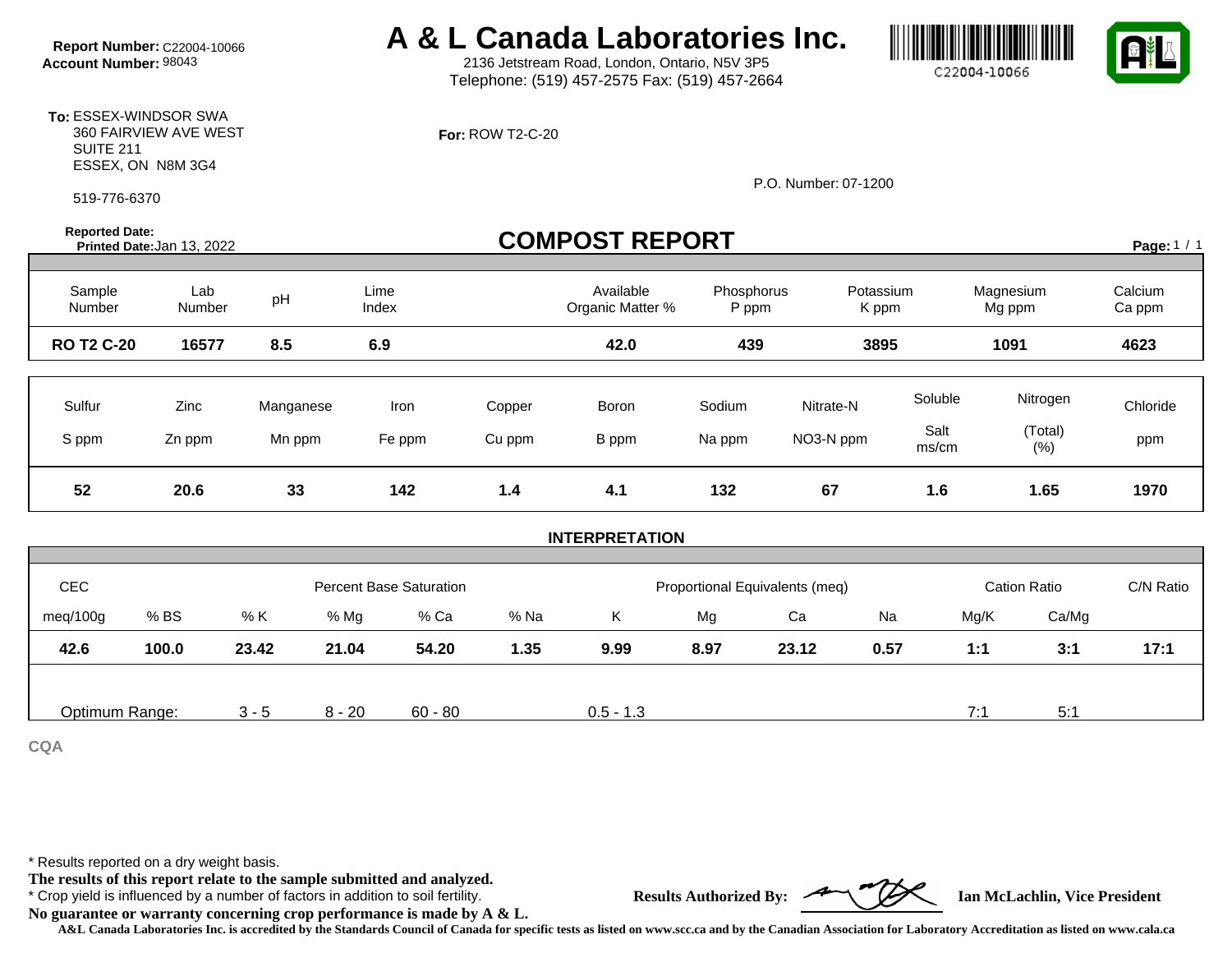**Report Number:** C22004-10066
**Account Number:** 98043

# A & L Canada Laboratories Inc.

2136 Jetstream Road, London, Ontario, N5V 3P5
Telephone: (519) 457-2575 Fax: (519) 457-2664

C22004-10066

**To:** ESSEX-WINDSOR SWA
360 FAIRVIEW AVE WEST
SUITE 211
ESSEX, ON N8M 3G4

519-776-6370

**For:** ROW T2-C-20

P.O. Number: 07-1200

**Reported Date:**
**Printed Date:** Jan 13, 2022

## COMPOST REPORT

| Sample Number | Lab Number | pH | Lime Index | Available Organic Matter % | Phosphorus P ppm | Potassium K ppm | Magnesium Mg ppm | Calcium Ca ppm |
|---|---|---|---|---|---|---|---|---|
| **RO T2 C-20** | **16577** | **8.5** | **6.9** | **42.0** | **439** | **3895** | **1091** | **4623** |

| Sulfur S ppm | Zinc Zn ppm | Manganese Mn ppm | Iron Fe ppm | Copper Cu ppm | Boron B ppm | Sodium Na ppm | Nitrate-N NO3-N ppm | Soluble Salt ms/cm | Nitrogen (Total) (%) | Chloride ppm |
|---|---|---|---|---|---|---|---|---|---|---|
| **52** | **20.6** | **33** | **142** | **1.4** | **4.1** | **132** | **67** | **1.6** | **1.65** | **1970** |

### INTERPRETATION

| CEC | | Percent Base Saturation | | | | Proportional Equivalents (meq) | | | | Cation Ratio | | C/N Ratio |
|---|---|---|---|---|---|---|---|---|---|---|---|---|
| meq/100g | % BS | % K | % Mg | % Ca | % Na | K | Mg | Ca | Na | Mg/K | Ca/Mg | |
| **42.6** | **100.0** | **23.42** | **21.04** | **54.20** | **1.35** | **9.99** | **8.97** | **23.12** | **0.57** | **1:1** | **3:1** | **17:1** |
| Optimum Range: | | 3 - 5 | 8 - 20 | 60 - 80 | | 0.5 - 1.3 | | | | 7:1 | 5:1 | |

**CQA**

* Results reported on a dry weight basis.
**The results of this report relate to the sample submitted and analyzed.**
* Crop yield is influenced by a number of factors in addition to soil fertility.
**No guarantee or warranty concerning crop performance is made by A & L.**

**Results Authorized By:** **Ian McLachlin, Vice President**

**A&L Canada Laboratories Inc. is accredited by the Standards Council of Canada for specific tests as listed on www.scc.ca and by the Canadian Association for Laboratory Accreditation as listed on www.cala.ca**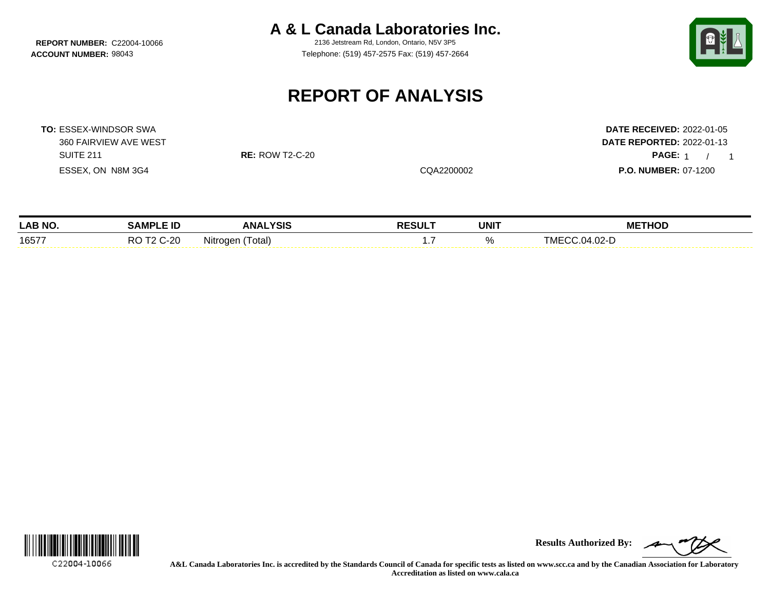**REPORT NUMBER:** C22004-10066
**ACCOUNT NUMBER:** 98043

# A & L Canada Laboratories Inc.

2136 Jetstream Rd, London, Ontario, N5V 3P5
Telephone: (519) 457-2575 Fax: (519) 457-2664

## REPORT OF ANALYSIS

**TO:** ESSEX-WINDSOR SWA
360 FAIRVIEW AVE WEST
SUITE 211
ESSEX, ON N8M 3G4

**RE:** ROW T2-C-20

CQA2200002

**DATE RECEIVED:** 2022-01-05
**DATE REPORTED:** 2022-01-13
**PAGE:** 1 / 1
**P.O. NUMBER:** 07-1200

| LAB NO. | SAMPLE ID | ANALYSIS | RESULT | UNIT | METHOD |
|---|---|---|---|---|---|
| 16577 | RO T2 C-20 | Nitrogen (Total) | 1.7 | % | TMECC.04.02-D |

C22004-10066

**Results Authorized By:**

**A&L Canada Laboratories Inc. is accredited by the Standards Council of Canada for specific tests as listed on www.scc.ca and by the Canadian Association for Laboratory Accreditation as listed on www.cala.ca**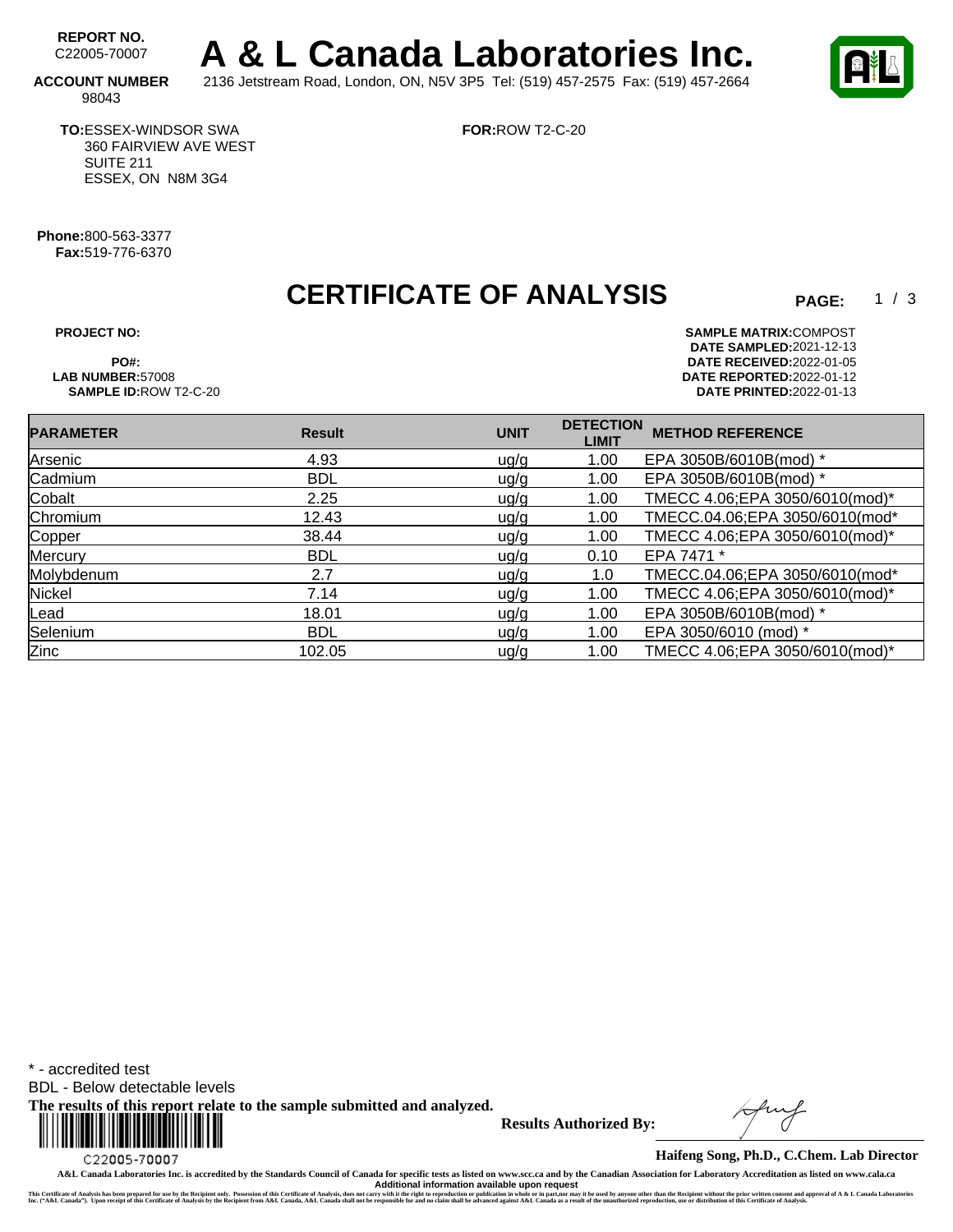**REPORT NO.** C22005-70007

# A & L Canada Laboratories Inc.

**ACCOUNT NUMBER** 98043

2136 Jetstream Road, London, ON, N5V 3P5 Tel: (519) 457-2575 Fax: (519) 457-2664

**TO:** ESSEX-WINDSOR SWA
360 FAIRVIEW AVE WEST
SUITE 211
ESSEX, ON N8M 3G4

**FOR:** ROW T2-C-20

**Phone:** 800-563-3377
**Fax:** 519-776-6370

## CERTIFICATE OF ANALYSIS

**PAGE:** 1 / 3

**PROJECT NO:**
**PO#:**
**LAB NUMBER:** 57008
**SAMPLE ID:** ROW T2-C-20

**SAMPLE MATRIX:** COMPOST
**DATE SAMPLED:** 2021-12-13
**DATE RECEIVED:** 2022-01-05
**DATE REPORTED:** 2022-01-12
**DATE PRINTED:** 2022-01-13

| PARAMETER | Result | UNIT | DETECTION LIMIT | METHOD REFERENCE |
|---|---|---|---|---|
| Arsenic | 4.93 | ug/g | 1.00 | EPA 3050B/6010B(mod) * |
| Cadmium | BDL | ug/g | 1.00 | EPA 3050B/6010B(mod) * |
| Cobalt | 2.25 | ug/g | 1.00 | TMECC 4.06;EPA 3050/6010(mod)* |
| Chromium | 12.43 | ug/g | 1.00 | TMECC.04.06;EPA 3050/6010(mod* |
| Copper | 38.44 | ug/g | 1.00 | TMECC 4.06;EPA 3050/6010(mod)* |
| Mercury | BDL | ug/g | 0.10 | EPA 7471 * |
| Molybdenum | 2.7 | ug/g | 1.0 | TMECC.04.06;EPA 3050/6010(mod* |
| Nickel | 7.14 | ug/g | 1.00 | TMECC 4.06;EPA 3050/6010(mod)* |
| Lead | 18.01 | ug/g | 1.00 | EPA 3050B/6010B(mod) * |
| Selenium | BDL | ug/g | 1.00 | EPA 3050/6010 (mod) * |
| Zinc | 102.05 | ug/g | 1.00 | TMECC 4.06;EPA 3050/6010(mod)* |

\* - accredited test
BDL - Below detectable levels

**The results of this report relate to the sample submitted and analyzed.**

C22005-70007

**Results Authorized By:**

**Haifeng Song, Ph.D., C.Chem. Lab Director**

**A&L Canada Laboratories Inc. is accredited by the Standards Council of Canada for specific tests as listed on www.scc.ca and by the Canadian Association for Laboratory Accreditation as listed on www.cala.ca**
**Additional information available upon request**

This Certificate of Analysis has been prepared for use by the Recipient only. Possession of this Certificate of Analysis, does not carry with it the right to reproduction or publication in whole or in part,nor may it be used by anyone other than the Recipient without the prior written consent and approval of A & L Canada Laboratories Inc. ("A&L Canada"). Upon receipt of this Certificate of Analysis by the Recipient from A&L Canada, A&L Canada shall not be responsible for and no claim shall be advanced against A&L Canada as a result of the unauthorized reproduction, use or distribution of this Certificate of Analysis.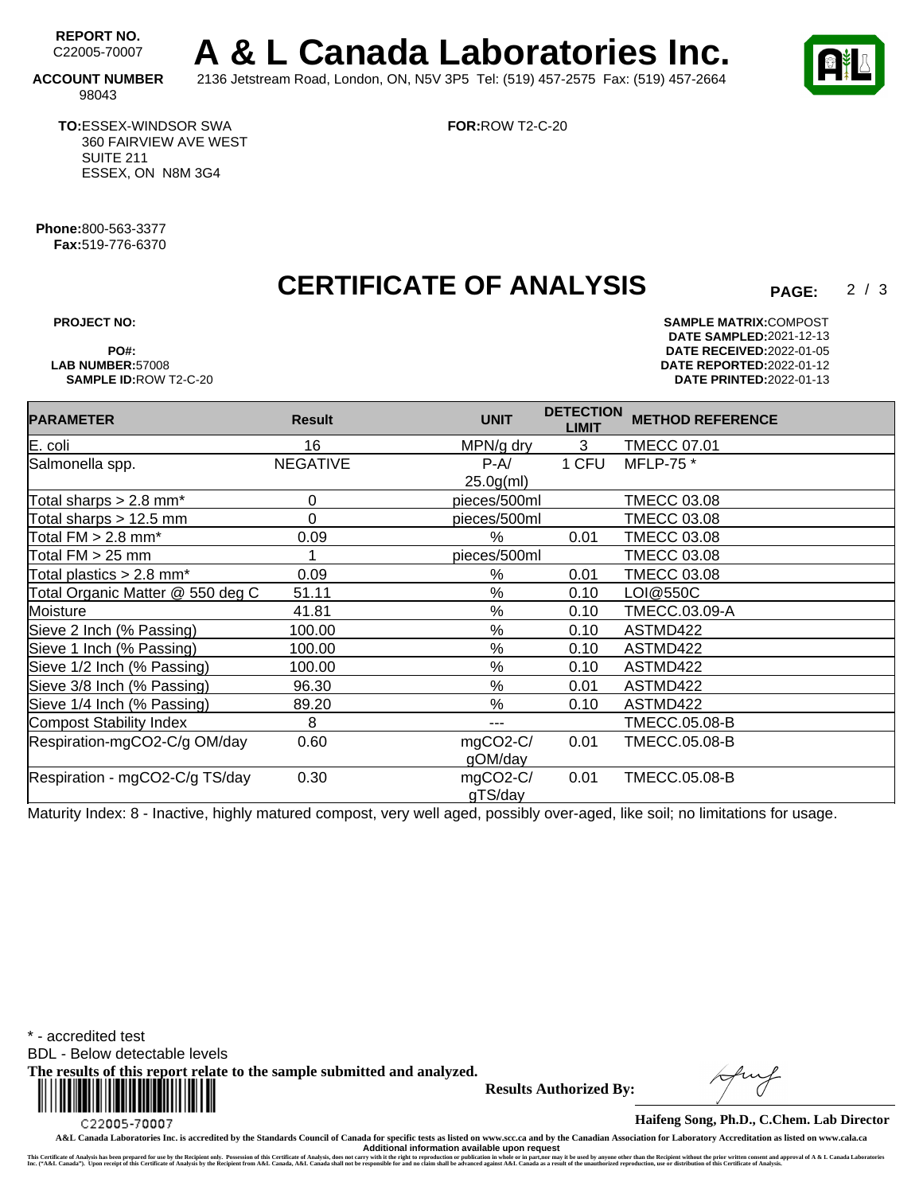**REPORT NO.** C22005-70007

# A & L Canada Laboratories Inc.

**ACCOUNT NUMBER** 98043

2136 Jetstream Road, London, ON, N5V 3P5 Tel: (519) 457-2575 Fax: (519) 457-2664

**TO:** ESSEX-WINDSOR SWA
360 FAIRVIEW AVE WEST
SUITE 211
ESSEX, ON N8M 3G4

**FOR:** ROW T2-C-20

**Phone:** 800-563-3377
**Fax:** 519-776-6370

## CERTIFICATE OF ANALYSIS

**PAGE:** 2 / 3

**PROJECT NO:**
**PO#:**
**LAB NUMBER:** 57008
**SAMPLE ID:** ROW T2-C-20

**SAMPLE MATRIX:** COMPOST
**DATE SAMPLED:** 2021-12-13
**DATE RECEIVED:** 2022-01-05
**DATE REPORTED:** 2022-01-12
**DATE PRINTED:** 2022-01-13

| PARAMETER | Result | UNIT | DETECTION LIMIT | METHOD REFERENCE |
|---|---|---|---|---|
| E. coli | 16 | MPN/g dry | 3 | TMECC 07.01 |
| Salmonella spp. | NEGATIVE | P-A/ 25.0g(ml) | 1 CFU | MFLP-75 * |
| Total sharps > 2.8 mm* | 0 | pieces/500ml | | TMECC 03.08 |
| Total sharps > 12.5 mm | 0 | pieces/500ml | | TMECC 03.08 |
| Total FM > 2.8 mm* | 0.09 | % | 0.01 | TMECC 03.08 |
| Total FM > 25 mm | 1 | pieces/500ml | | TMECC 03.08 |
| Total plastics > 2.8 mm* | 0.09 | % | 0.01 | TMECC 03.08 |
| Total Organic Matter @ 550 deg C | 51.11 | % | 0.10 | LOI@550C |
| Moisture | 41.81 | % | 0.10 | TMECC.03.09-A |
| Sieve 2 Inch (% Passing) | 100.00 | % | 0.10 | ASTMD422 |
| Sieve 1 Inch (% Passing) | 100.00 | % | 0.10 | ASTMD422 |
| Sieve 1/2 Inch (% Passing) | 100.00 | % | 0.10 | ASTMD422 |
| Sieve 3/8 Inch (% Passing) | 96.30 | % | 0.01 | ASTMD422 |
| Sieve 1/4 Inch (% Passing) | 89.20 | % | 0.10 | ASTMD422 |
| Compost Stability Index | 8 | --- | | TMECC.05.08-B |
| Respiration-mgCO2-C/g OM/day | 0.60 | mgCO2-C/ gOM/day | 0.01 | TMECC.05.08-B |
| Respiration - mgCO2-C/g TS/day | 0.30 | mgCO2-C/ gTS/day | 0.01 | TMECC.05.08-B |

Maturity Index: 8 - Inactive, highly matured compost, very well aged, possibly over-aged, like soil; no limitations for usage.

\* - accredited test
BDL - Below detectable levels
**The results of this report relate to the sample submitted and analyzed.**

C22005-70007

**Results Authorized By:**

**Haifeng Song, Ph.D., C.Chem. Lab Director**

A&L Canada Laboratories Inc. is accredited by the Standards Council of Canada for specific tests as listed on www.scc.ca and by the Canadian Association for Laboratory Accreditation as listed on www.cala.ca
**Additional information available upon request**

This Certificate of Analysis has been prepared for use by the Recipient only. Possession of this Certificate of Analysis, does not carry with it the right to reproduction or publication in whole or in part,nor may it be used by anyone other than the Recipient without the prior written consent and approval of A & L Canada Laboratories Inc. ("A&L Canada"). Upon receipt of this Certificate of Analysis by the Recipient from A&L Canada, A&L Canada shall not be responsible for and no claim shall be advanced against A&L Canada as a result of the unauthorized reproduction, use or distribution of this Certificate of Analysis.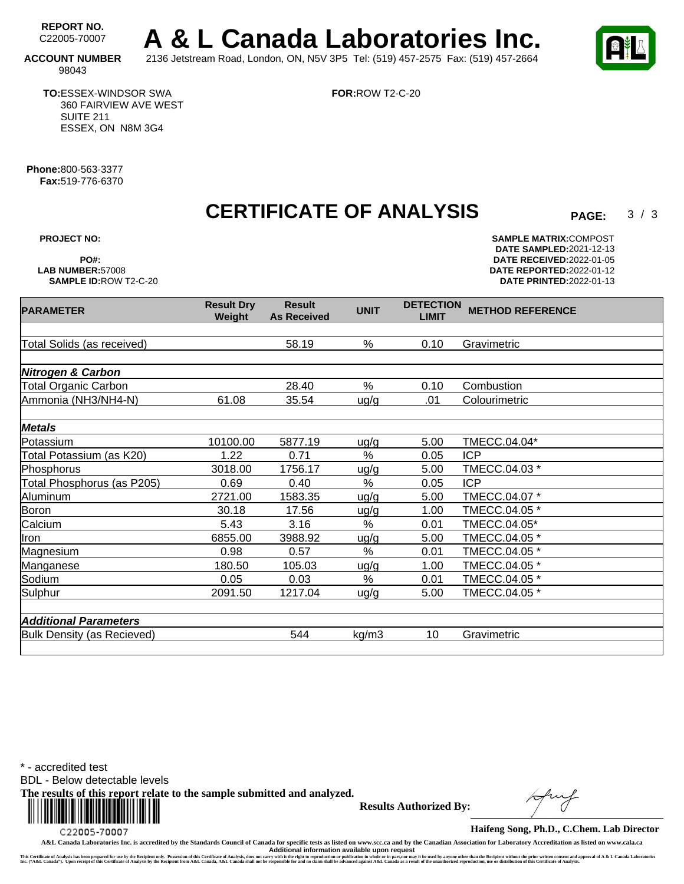**REPORT NO.** C22005-70007

# A & L Canada Laboratories Inc.

**ACCOUNT NUMBER** 98043

2136 Jetstream Road, London, ON, N5V 3P5 Tel: (519) 457-2575 Fax: (519) 457-2664

**TO:** ESSEX-WINDSOR SWA
360 FAIRVIEW AVE WEST
SUITE 211
ESSEX, ON N8M 3G4

**FOR:** ROW T2-C-20

**Phone:** 800-563-3377
**Fax:** 519-776-6370

## CERTIFICATE OF ANALYSIS

**PAGE:** 3 / 3

**PROJECT NO:**
**PO#:**
**LAB NUMBER:** 57008
**SAMPLE ID:** ROW T2-C-20

**SAMPLE MATRIX:** COMPOST
**DATE SAMPLED:** 2021-12-13
**DATE RECEIVED:** 2022-01-05
**DATE REPORTED:** 2022-01-12
**DATE PRINTED:** 2022-01-13

| PARAMETER | Result Dry Weight | Result As Received | UNIT | DETECTION LIMIT | METHOD REFERENCE |
|---|---|---|---|---|---|
| Total Solids (as received) | | 58.19 | % | 0.10 | Gravimetric |
| ***Nitrogen & Carbon*** | | | | | |
| Total Organic Carbon | | 28.40 | % | 0.10 | Combustion |
| Ammonia (NH3/NH4-N) | 61.08 | 35.54 | ug/g | .01 | Colourimetric |
| ***Metals*** | | | | | |
| Potassium | 10100.00 | 5877.19 | ug/g | 5.00 | TMECC.04.04* |
| Total Potassium (as K20) | 1.22 | 0.71 | % | 0.05 | ICP |
| Phosphorus | 3018.00 | 1756.17 | ug/g | 5.00 | TMECC.04.03 * |
| Total Phosphorus (as P205) | 0.69 | 0.40 | % | 0.05 | ICP |
| Aluminum | 2721.00 | 1583.35 | ug/g | 5.00 | TMECC.04.07 * |
| Boron | 30.18 | 17.56 | ug/g | 1.00 | TMECC.04.05 * |
| Calcium | 5.43 | 3.16 | % | 0.01 | TMECC.04.05* |
| Iron | 6855.00 | 3988.92 | ug/g | 5.00 | TMECC.04.05 * |
| Magnesium | 0.98 | 0.57 | % | 0.01 | TMECC.04.05 * |
| Manganese | 180.50 | 105.03 | ug/g | 1.00 | TMECC.04.05 * |
| Sodium | 0.05 | 0.03 | % | 0.01 | TMECC.04.05 * |
| Sulphur | 2091.50 | 1217.04 | ug/g | 5.00 | TMECC.04.05 * |
| ***Additional Parameters*** | | | | | |
| Bulk Density (as Recieved) | | 544 | kg/m3 | 10 | Gravimetric |

* - accredited test
BDL - Below detectable levels
**The results of this report relate to the sample submitted and analyzed.**

C22005-70007

**Results Authorized By:**

**Haifeng Song, Ph.D., C.Chem. Lab Director**

A&L Canada Laboratories Inc. is accredited by the Standards Council of Canada for specific tests as listed on www.scc.ca and by the Canadian Association for Laboratory Accreditation as listed on www.cala.ca
**Additional information available upon request**

This Certificate of Analysis has been prepared for use by the Recipient only. Possession of this Certificate of Analysis, does not carry with it the right to reproduction or publication in whole or in part,nor may it be used by anyone other than the Recipient without the prior written consent and approval of A & L Canada Laboratories Inc. ("A&L Canada"). Upon receipt of this Certificate of Analysis by the Recipient from A&L Canada, A&L Canada shall not be responsible for and no claim shall be advanced against A&L Canada as a result of the unauthorized reproduction, use or distribution of this Certificate of Analysis.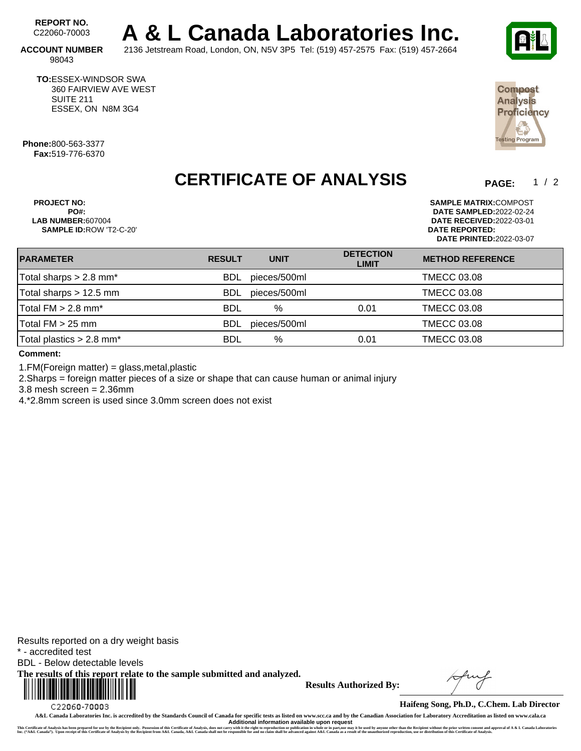**REPORT NO.** C22060-70003

# A & L Canada Laboratories Inc.

**ACCOUNT NUMBER** 98043

2136 Jetstream Road, London, ON, N5V 3P5 Tel: (519) 457-2575 Fax: (519) 457-2664

**TO:** ESSEX-WINDSOR SWA
360 FAIRVIEW AVE WEST
SUITE 211
ESSEX, ON N8M 3G4

**Phone:** 800-563-3377
**Fax:** 519-776-6370

Compost Analysis Proficiency Testing Program

## CERTIFICATE OF ANALYSIS

**PAGE:** 1 / 2

**PROJECT NO:**
**PO#:**
**LAB NUMBER:** 607004
**SAMPLE ID:** ROW 'T2-C-20'

**SAMPLE MATRIX:** COMPOST
**DATE SAMPLED:** 2022-02-24
**DATE RECEIVED:** 2022-03-01
**DATE REPORTED:**
**DATE PRINTED:** 2022-03-07

| PARAMETER | RESULT | UNIT | DETECTION LIMIT | METHOD REFERENCE |
|---|---|---|---|---|
| Total sharps > 2.8 mm* | BDL | pieces/500ml | | TMECC 03.08 |
| Total sharps > 12.5 mm | BDL | pieces/500ml | | TMECC 03.08 |
| Total FM > 2.8 mm* | BDL | % | 0.01 | TMECC 03.08 |
| Total FM > 25 mm | BDL | pieces/500ml | | TMECC 03.08 |
| Total plastics > 2.8 mm* | BDL | % | 0.01 | TMECC 03.08 |

**Comment:**

1.FM(Foreign matter) = glass,metal,plastic
2.Sharps = foreign matter pieces of a size or shape that can cause human or animal injury
3.8 mesh screen = 2.36mm
4.*2.8mm screen is used since 3.0mm screen does not exist

Results reported on a dry weight basis
* - accredited test
BDL - Below detectable levels
**The results of this report relate to the sample submitted and analyzed.**

C22060-70003

**Results Authorized By:**

**Haifeng Song, Ph.D., C.Chem. Lab Director**

A&L Canada Laboratories Inc. is accredited by the Standards Council of Canada for specific tests as listed on www.scc.ca and by the Canadian Association for Laboratory Accreditation as listed on www.cala.ca
Additional information available upon request

This Certificate of Analysis has been prepared for use by the Recipient only. Possession of this Certificate of Analysis, does not carry with it the right to reproduction or publication in whole or in part,nor may it be used by anyone other than the Recipient without the prior written consent and approval of A & L Canada Laboratories Inc. ("A&L Canada"). Upon receipt of this Certificate of Analysis by the Recipient from A&L Canada, A&L Canada shall not be responsible for and no claim shall be advanced against A&L Canada as a result of the unauthorized reproduction, use or distribution of this Certificate of Analysis.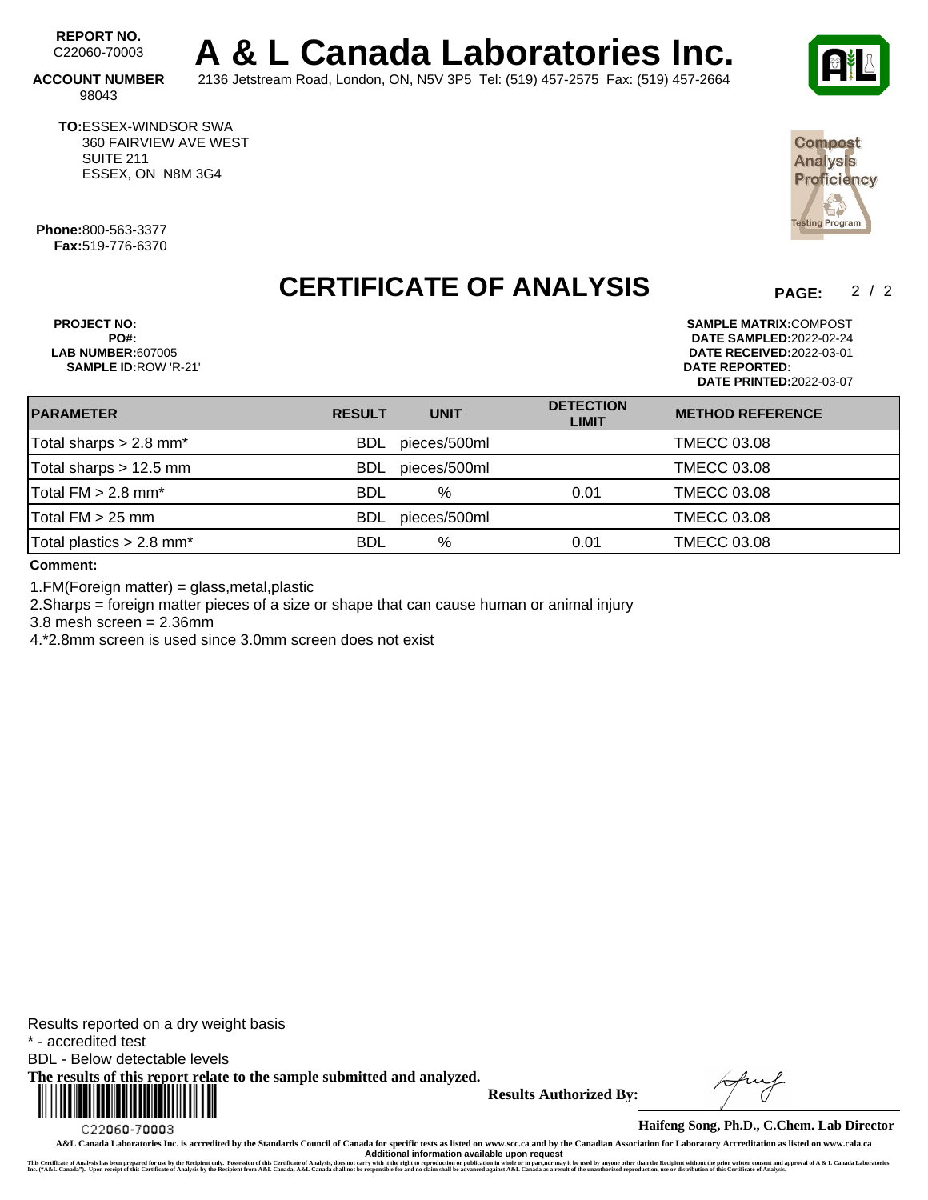REPORT NO.
C22060-70003

ACCOUNT NUMBER
98043

# A & L Canada Laboratories Inc.

2136 Jetstream Road, London, ON, N5V 3P5 Tel: (519) 457-2575 Fax: (519) 457-2664

**TO:** ESSEX-WINDSOR SWA
360 FAIRVIEW AVE WEST
SUITE 211
ESSEX, ON N8M 3G4

**Phone:** 800-563-3377
**Fax:** 519-776-6370

Compost Analysis Proficiency Testing Program

# CERTIFICATE OF ANALYSIS

**PROJECT NO:**
**PO#:**
**LAB NUMBER:** 607005
**SAMPLE ID:** ROW 'R-21'

**SAMPLE MATRIX:** COMPOST
**DATE SAMPLED:** 2022-02-24
**DATE RECEIVED:** 2022-03-01
**DATE REPORTED:**
**DATE PRINTED:** 2022-03-07

| PARAMETER | RESULT | UNIT | DETECTION LIMIT | METHOD REFERENCE |
|---|---|---|---|---|
| Total sharps > 2.8 mm* | BDL | pieces/500ml | | TMECC 03.08 |
| Total sharps > 12.5 mm | BDL | pieces/500ml | | TMECC 03.08 |
| Total FM > 2.8 mm* | BDL | % | 0.01 | TMECC 03.08 |
| Total FM > 25 mm | BDL | pieces/500ml | | TMECC 03.08 |
| Total plastics > 2.8 mm* | BDL | % | 0.01 | TMECC 03.08 |

**Comment:**

1.FM(Foreign matter) = glass,metal,plastic
2.Sharps = foreign matter pieces of a size or shape that can cause human or animal injury
3.8 mesh screen = 2.36mm
4.*2.8mm screen is used since 3.0mm screen does not exist

Results reported on a dry weight basis
* - accredited test
BDL - Below detectable levels
**The results of this report relate to the sample submitted and analyzed.**

C22060-70003

**Results Authorized By:**

**Haifeng Song, Ph.D., C.Chem. Lab Director**

A&L Canada Laboratories Inc. is accredited by the Standards Council of Canada for specific tests as listed on www.scc.ca and by the Canadian Association for Laboratory Accreditation as listed on www.cala.ca
Additional information available upon request

This Certificate of Analysis has been prepared for use by the Recipient only. Possession of this Certificate of Analysis, does not carry with it the right to reproduction or publication in whole or in part,nor may it be used by anyone other than the Recipient without the prior written consent and approval of A & L Canada Laboratories Inc. ("A&L Canada"). Upon receipt of this Certificate of Analysis by the Recipient from A&L Canada, A&L Canada shall not be responsible for and no claim shall be advanced against A&L Canada as a result of the unauthorized reproduction, use or distribution of this Certificate of Analysis.